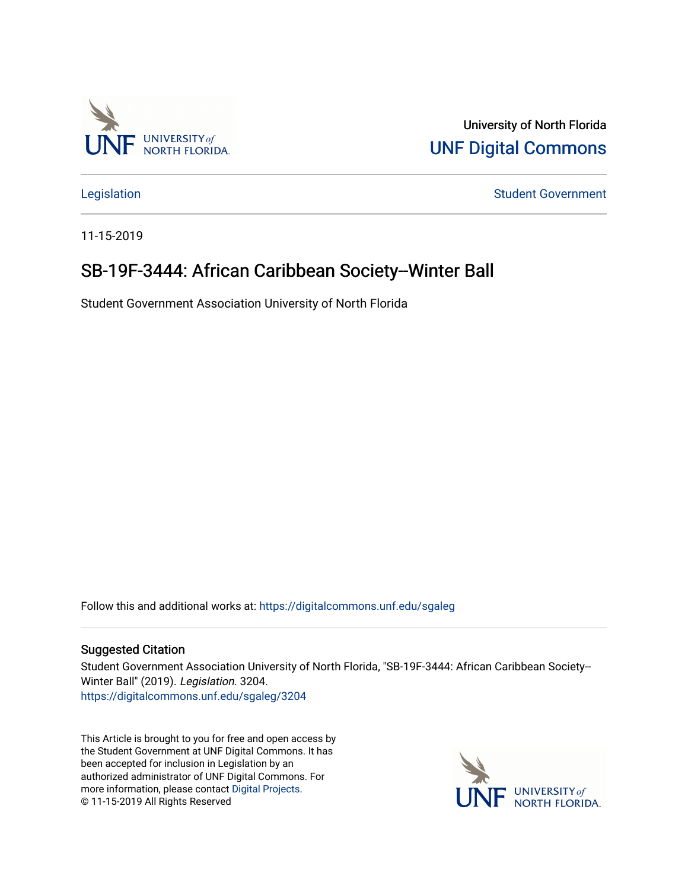University of North Florida

UNF Digital Commons

Legislation | Student Government

11-15-2019

# SB-19F-3444: African Caribbean Society--Winter Ball

Student Government Association University of North Florida

Follow this and additional works at: https://digitalcommons.unf.edu/sgaleg

## Suggested Citation

Student Government Association University of North Florida, "SB-19F-3444: African Caribbean Society--Winter Ball" (2019). *Legislation*. 3204.
https://digitalcommons.unf.edu/sgaleg/3204

This Article is brought to you for free and open access by the Student Government at UNF Digital Commons. It has been accepted for inclusion in Legislation by an authorized administrator of UNF Digital Commons. For more information, please contact Digital Projects.
© 11-15-2019 All Rights Reserved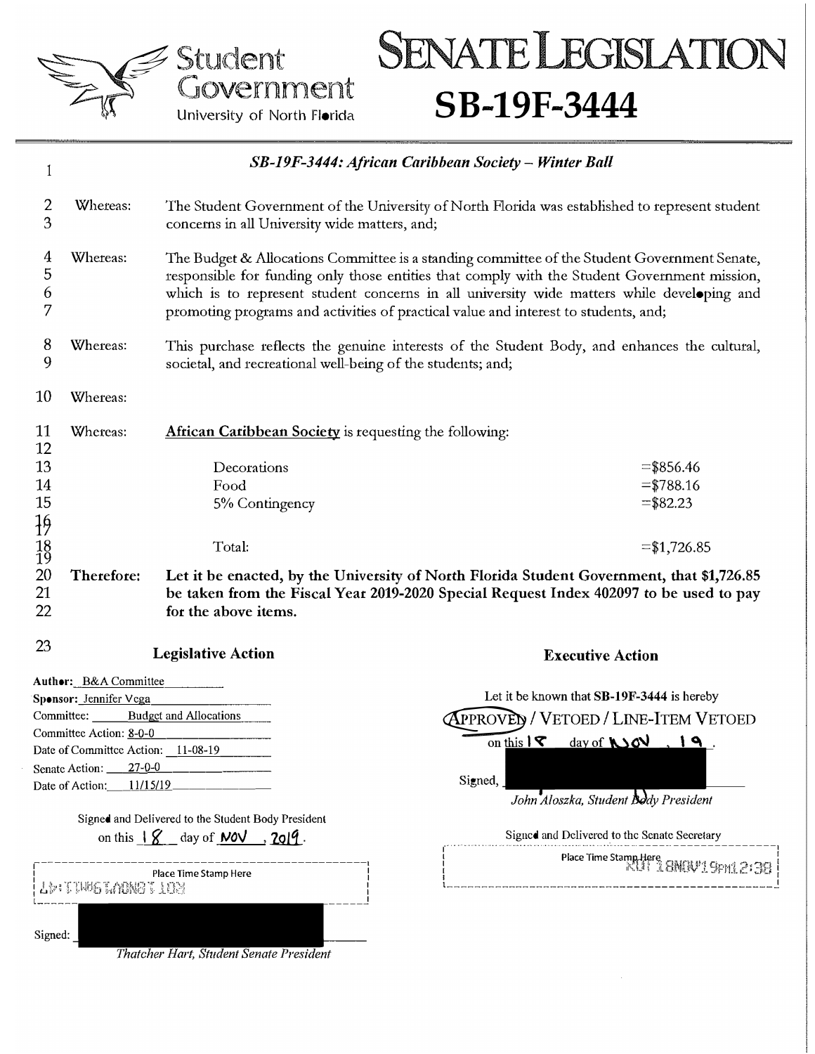# Student Government

University of North Florida

# SENATE LEGISLATION

# SB-19F-3444

## *SB-19F-3444: African Caribbean Society – Winter Ball*

**Whereas:** The Student Government of the University of North Florida was established to represent student concerns in all University wide matters, and;

**Whereas:** The Budget & Allocations Committee is a standing committee of the Student Government Senate, responsible for funding only those entities that comply with the Student Government mission, which is to represent student concerns in all university wide matters while developing and promoting programs and activities of practical value and interest to students, and;

**Whereas:** This purchase reflects the genuine interests of the Student Body, and enhances the cultural, societal, and recreational well-being of the students; and;

**Whereas:**

**Whereas:** <u>**African Caribbean Society**</u> is requesting the following:

| | |
|---|---|
| Decorations | =$856.46 |
| Food | =$788.16 |
| 5% Contingency | =$82.23 |
| Total: | =$1,726.85 |

**Therefore: Let it be enacted, by the University of North Florida Student Government, that $1,726.85 be taken from the Fiscal Year 2019-2020 Special Request Index 402097 to be used to pay for the above items.**

### Legislative Action

**Author:** B&A Committee
**Sponsor:** Jennifer Vega
Committee: Budget and Allocations
Committee Action: 8-0-0
Date of Committee Action: 11-08-19
Senate Action: 27-0-0
Date of Action: 11/15/19

Signed and Delivered to the Student Body President on this 18 day of NOV, 2019.

Place Time Stamp Here

Signed: ___________
*Thatcher Hart, Student Senate President*

### Executive Action

Let it be known that **SB-19F-3444** is hereby APPROVED / VETOED / LINE-ITEM VETOED on this 18 day of NOV, 19.

Signed, ___________
*John Aloszka, Student Body President*

Signed and Delivered to the Senate Secretary

Place Time Stamp Here 18NOV19PM12:38